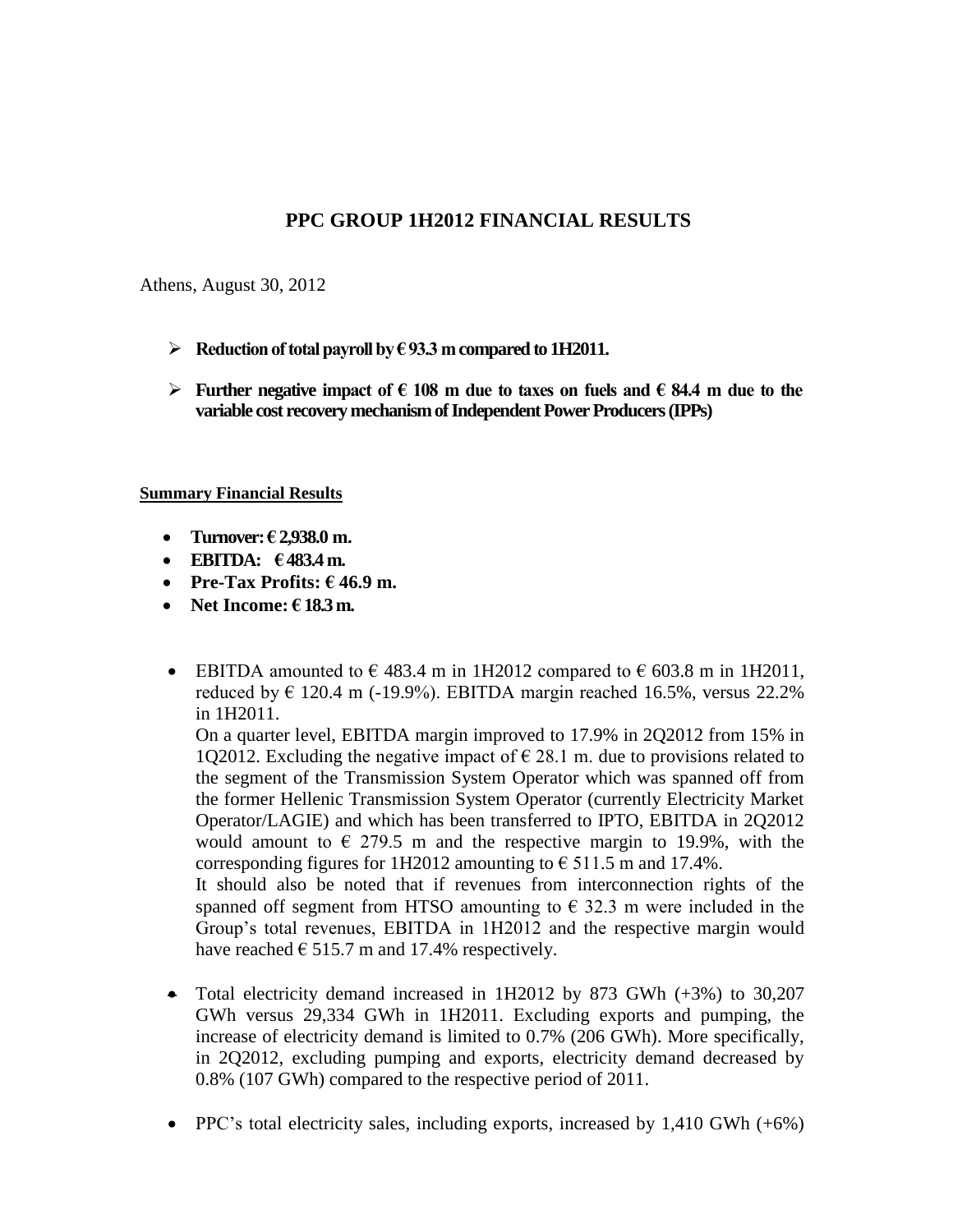# PPC GROUP 1H2012 FINANCIAL RESULTS

Athens, August 30, 2012

- **Reduction of total payroll by € 93.3 m compared to 1H2011.**
- **Further negative impact of € 108 m due to taxes on fuels and € 84.4 m due to the variable cost recovery mechanism of Independent Power Producers (IPPs)**

**Summary Financial Results**

- **Turnover: € 2,938.0 m.**
- **EBITDA: € 483.4 m.**
- **Pre-Tax Profits: € 46.9 m.**
- **Net Income: € 18.3 m.**

- EBITDA amounted to € 483.4 m in 1H2012 compared to € 603.8 m in 1H2011, reduced by € 120.4 m (-19.9%). EBITDA margin reached 16.5%, versus 22.2% in 1H2011.
  On a quarter level, EBITDA margin improved to 17.9% in 2Q2012 from 15% in 1Q2012. Excluding the negative impact of € 28.1 m. due to provisions related to the segment of the Transmission System Operator which was spanned off from the former Hellenic Transmission System Operator (currently Electricity Market Operator/LAGIE) and which has been transferred to IPTO, EBITDA in 2Q2012 would amount to € 279.5 m and the respective margin to 19.9%, with the corresponding figures for 1H2012 amounting to € 511.5 m and 17.4%.
  It should also be noted that if revenues from interconnection rights of the spanned off segment from HTSO amounting to € 32.3 m were included in the Group's total revenues, EBITDA in 1H2012 and the respective margin would have reached € 515.7 m and 17.4% respectively.

- Total electricity demand increased in 1H2012 by 873 GWh (+3%) to 30,207 GWh versus 29,334 GWh in 1H2011. Excluding exports and pumping, the increase of electricity demand is limited to 0.7% (206 GWh). More specifically, in 2Q2012, excluding pumping and exports, electricity demand decreased by 0.8% (107 GWh) compared to the respective period of 2011.

- PPC's total electricity sales, including exports, increased by 1,410 GWh (+6%)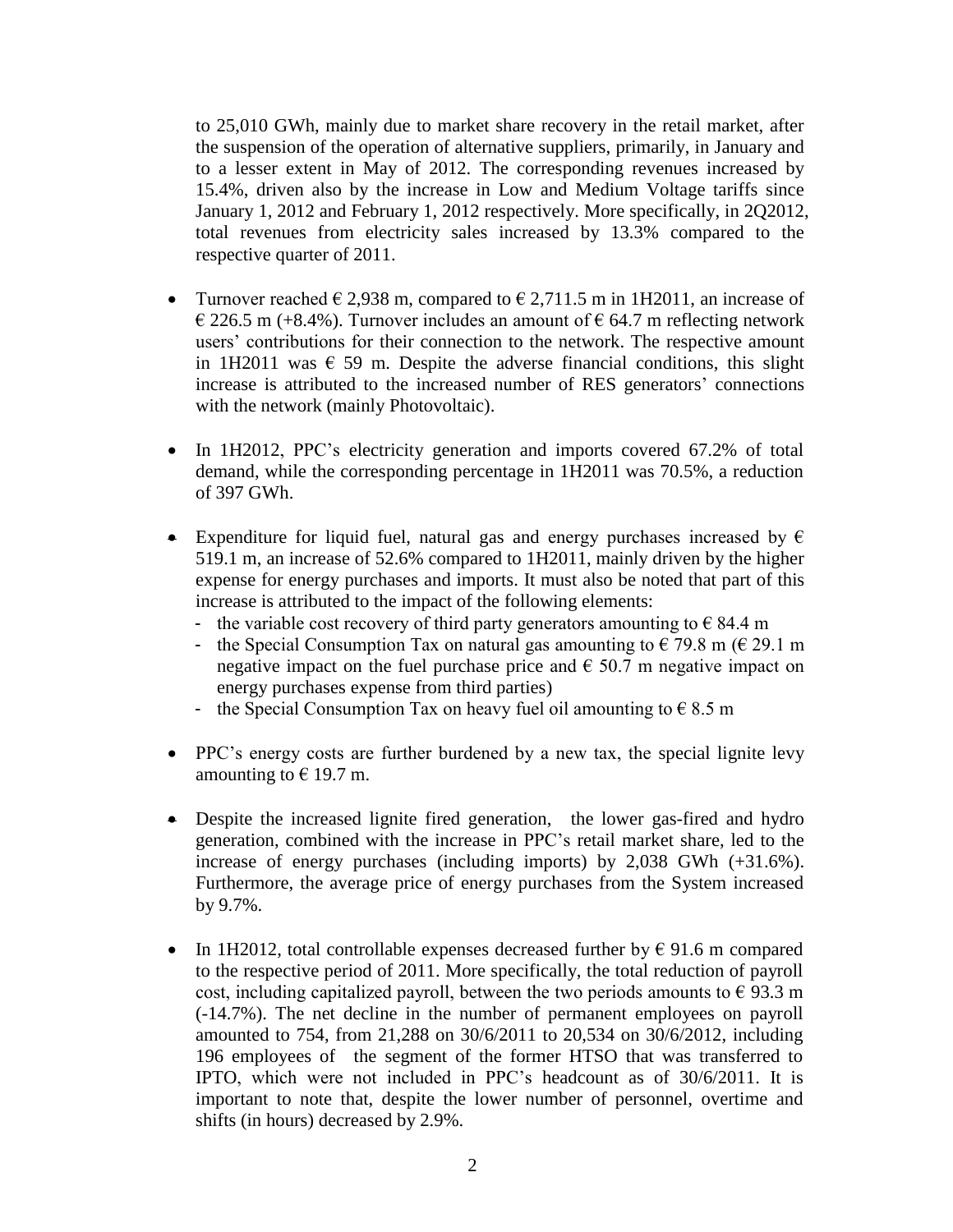to 25,010 GWh, mainly due to market share recovery in the retail market, after the suspension of the operation of alternative suppliers, primarily, in January and to a lesser extent in May of 2012. The corresponding revenues increased by 15.4%, driven also by the increase in Low and Medium Voltage tariffs since January 1, 2012 and February 1, 2012 respectively. More specifically, in 2Q2012, total revenues from electricity sales increased by 13.3% compared to the respective quarter of 2011.

- Turnover reached € 2,938 m, compared to € 2,711.5 m in 1H2011, an increase of € 226.5 m (+8.4%). Turnover includes an amount of € 64.7 m reflecting network users' contributions for their connection to the network. The respective amount in 1H2011 was € 59 m. Despite the adverse financial conditions, this slight increase is attributed to the increased number of RES generators' connections with the network (mainly Photovoltaic).

- In 1H2012, PPC's electricity generation and imports covered 67.2% of total demand, while the corresponding percentage in 1H2011 was 70.5%, a reduction of 397 GWh.

- Expenditure for liquid fuel, natural gas and energy purchases increased by € 519.1 m, an increase of 52.6% compared to 1H2011, mainly driven by the higher expense for energy purchases and imports. It must also be noted that part of this increase is attributed to the impact of the following elements:
  - the variable cost recovery of third party generators amounting to € 84.4 m
  - the Special Consumption Tax on natural gas amounting to € 79.8 m (€ 29.1 m negative impact on the fuel purchase price and € 50.7 m negative impact on energy purchases expense from third parties)
  - the Special Consumption Tax on heavy fuel oil amounting to € 8.5 m

- PPC's energy costs are further burdened by a new tax, the special lignite levy amounting to € 19.7 m.

- Despite the increased lignite fired generation, the lower gas-fired and hydro generation, combined with the increase in PPC's retail market share, led to the increase of energy purchases (including imports) by 2,038 GWh (+31.6%). Furthermore, the average price of energy purchases from the System increased by 9.7%.

- In 1H2012, total controllable expenses decreased further by € 91.6 m compared to the respective period of 2011. More specifically, the total reduction of payroll cost, including capitalized payroll, between the two periods amounts to € 93.3 m (-14.7%). The net decline in the number of permanent employees on payroll amounted to 754, from 21,288 on 30/6/2011 to 20,534 on 30/6/2012, including 196 employees of the segment of the former HTSO that was transferred to IPTO, which were not included in PPC's headcount as of 30/6/2011. It is important to note that, despite the lower number of personnel, overtime and shifts (in hours) decreased by 2.9%.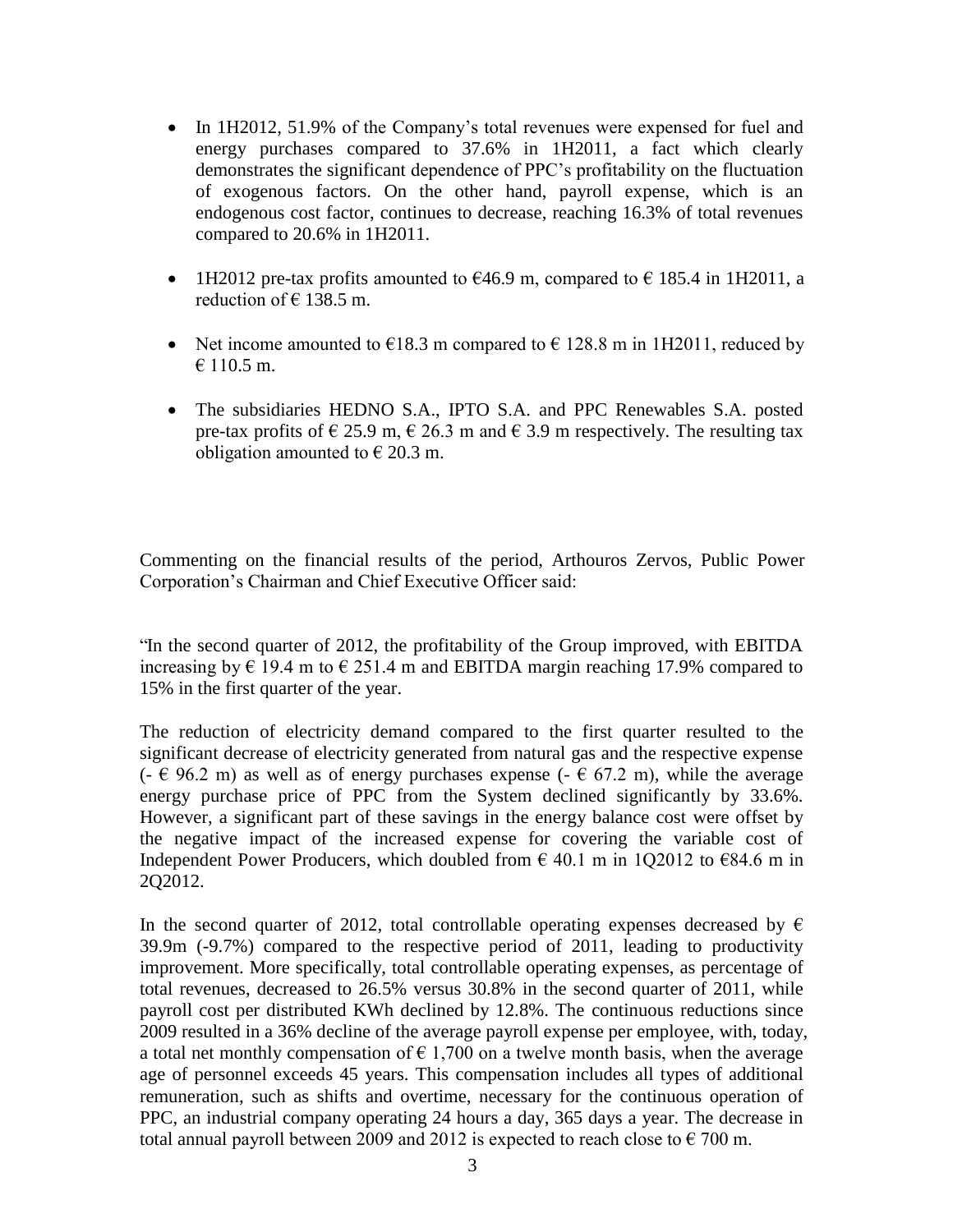- In 1H2012, 51.9% of the Company's total revenues were expensed for fuel and energy purchases compared to 37.6% in 1H2011, a fact which clearly demonstrates the significant dependence of PPC's profitability on the fluctuation of exogenous factors. On the other hand, payroll expense, which is an endogenous cost factor, continues to decrease, reaching 16.3% of total revenues compared to 20.6% in 1H2011.

- 1H2012 pre-tax profits amounted to €46.9 m, compared to € 185.4 in 1H2011, a reduction of € 138.5 m.

- Net income amounted to €18.3 m compared to € 128.8 m in 1H2011, reduced by € 110.5 m.

- The subsidiaries HEDNO S.A., IPTO S.A. and PPC Renewables S.A. posted pre-tax profits of € 25.9 m, € 26.3 m and € 3.9 m respectively. The resulting tax obligation amounted to € 20.3 m.

Commenting on the financial results of the period, Arthouros Zervos, Public Power Corporation's Chairman and Chief Executive Officer said:

"In the second quarter of 2012, the profitability of the Group improved, with EBITDA increasing by € 19.4 m to € 251.4 m and EBITDA margin reaching 17.9% compared to 15% in the first quarter of the year.

The reduction of electricity demand compared to the first quarter resulted to the significant decrease of electricity generated from natural gas and the respective expense (- € 96.2 m) as well as of energy purchases expense (- € 67.2 m), while the average energy purchase price of PPC from the System declined significantly by 33.6%. However, a significant part of these savings in the energy balance cost were offset by the negative impact of the increased expense for covering the variable cost of Independent Power Producers, which doubled from € 40.1 m in 1Q2012 to €84.6 m in 2Q2012.

In the second quarter of 2012, total controllable operating expenses decreased by € 39.9m (-9.7%) compared to the respective period of 2011, leading to productivity improvement. More specifically, total controllable operating expenses, as percentage of total revenues, decreased to 26.5% versus 30.8% in the second quarter of 2011, while payroll cost per distributed KWh declined by 12.8%. The continuous reductions since 2009 resulted in a 36% decline of the average payroll expense per employee, with, today, a total net monthly compensation of € 1,700 on a twelve month basis, when the average age of personnel exceeds 45 years. This compensation includes all types of additional remuneration, such as shifts and overtime, necessary for the continuous operation of PPC, an industrial company operating 24 hours a day, 365 days a year. The decrease in total annual payroll between 2009 and 2012 is expected to reach close to € 700 m.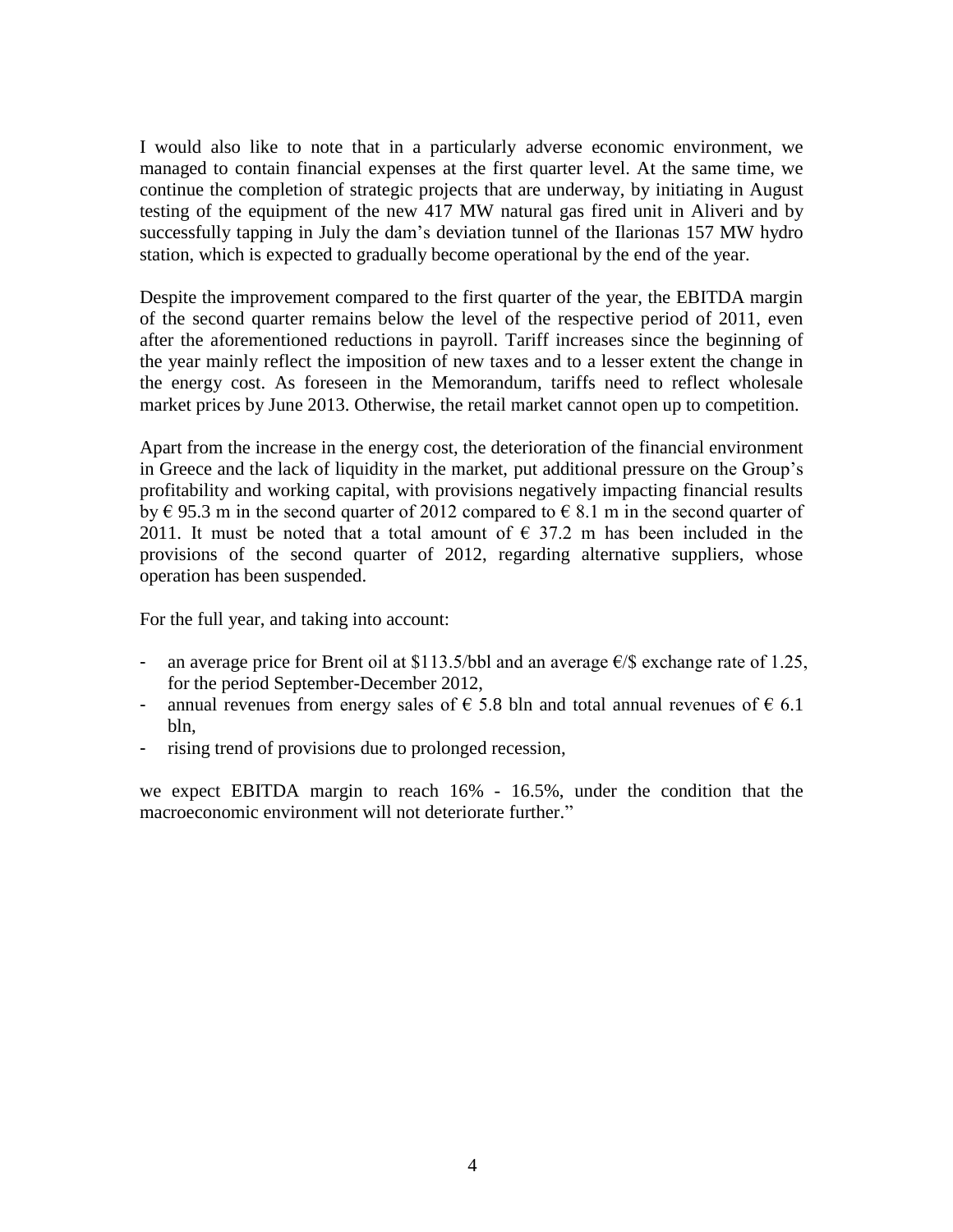I would also like to note that in a particularly adverse economic environment, we managed to contain financial expenses at the first quarter level. At the same time, we continue the completion of strategic projects that are underway, by initiating in August testing of the equipment of the new 417 MW natural gas fired unit in Aliveri and by successfully tapping in July the dam's deviation tunnel of the Ilarionas 157 MW hydro station, which is expected to gradually become operational by the end of the year.

Despite the improvement compared to the first quarter of the year, the EBITDA margin of the second quarter remains below the level of the respective period of 2011, even after the aforementioned reductions in payroll. Tariff increases since the beginning of the year mainly reflect the imposition of new taxes and to a lesser extent the change in the energy cost. As foreseen in the Memorandum, tariffs need to reflect wholesale market prices by June 2013. Otherwise, the retail market cannot open up to competition.

Apart from the increase in the energy cost, the deterioration of the financial environment in Greece and the lack of liquidity in the market, put additional pressure on the Group's profitability and working capital, with provisions negatively impacting financial results by € 95.3 m in the second quarter of 2012 compared to € 8.1 m in the second quarter of 2011. It must be noted that a total amount of € 37.2 m has been included in the provisions of the second quarter of 2012, regarding alternative suppliers, whose operation has been suspended.

For the full year, and taking into account:

- an average price for Brent oil at $113.5/bbl and an average €/$ exchange rate of 1.25, for the period September-December 2012,
- annual revenues from energy sales of € 5.8 bln and total annual revenues of € 6.1 bln,
- rising trend of provisions due to prolonged recession,

we expect EBITDA margin to reach 16% - 16.5%, under the condition that the macroeconomic environment will not deteriorate further."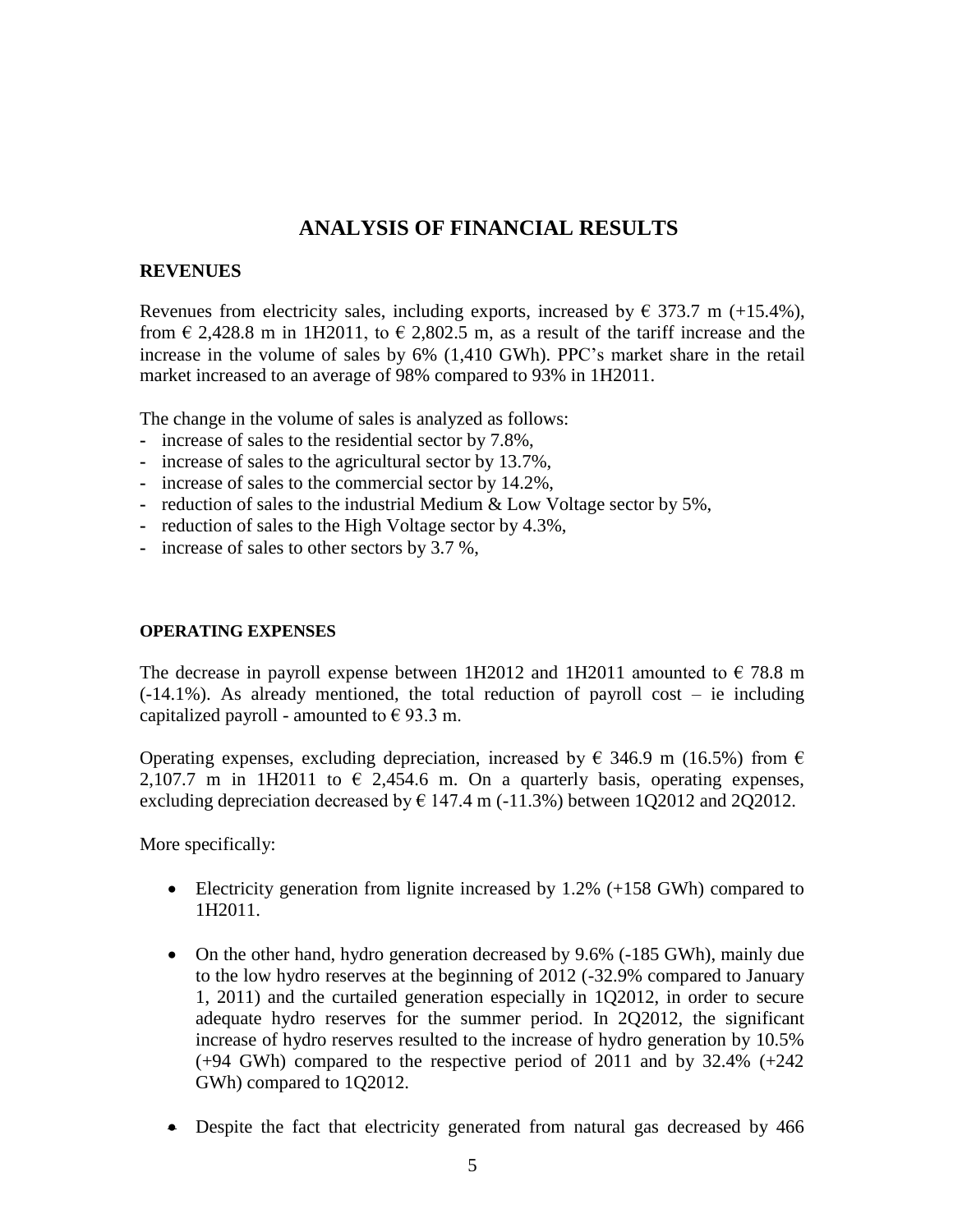# ANALYSIS OF FINANCIAL RESULTS

## REVENUES

Revenues from electricity sales, including exports, increased by € 373.7 m (+15.4%), from € 2,428.8 m in 1H2011, to € 2,802.5 m, as a result of the tariff increase and the increase in the volume of sales by 6% (1,410 GWh). PPC's market share in the retail market increased to an average of 98% compared to 93% in 1H2011.

The change in the volume of sales is analyzed as follows:

- increase of sales to the residential sector by 7.8%,
- increase of sales to the agricultural sector by 13.7%,
- increase of sales to the commercial sector by 14.2%,
- reduction of sales to the industrial Medium & Low Voltage sector by 5%,
- reduction of sales to the High Voltage sector by 4.3%,
- increase of sales to other sectors by 3.7 %,

## OPERATING EXPENSES

The decrease in payroll expense between 1H2012 and 1H2011 amounted to € 78.8 m (-14.1%). As already mentioned, the total reduction of payroll cost – ie including capitalized payroll - amounted to € 93.3 m.

Operating expenses, excluding depreciation, increased by € 346.9 m (16.5%) from € 2,107.7 m in 1H2011 to € 2,454.6 m. On a quarterly basis, operating expenses, excluding depreciation decreased by € 147.4 m (-11.3%) between 1Q2012 and 2Q2012.

More specifically:

- Electricity generation from lignite increased by 1.2% (+158 GWh) compared to 1H2011.
- On the other hand, hydro generation decreased by 9.6% (-185 GWh), mainly due to the low hydro reserves at the beginning of 2012 (-32.9% compared to January 1, 2011) and the curtailed generation especially in 1Q2012, in order to secure adequate hydro reserves for the summer period. In 2Q2012, the significant increase of hydro reserves resulted to the increase of hydro generation by 10.5% (+94 GWh) compared to the respective period of 2011 and by 32.4% (+242 GWh) compared to 1Q2012.
- Despite the fact that electricity generated from natural gas decreased by 466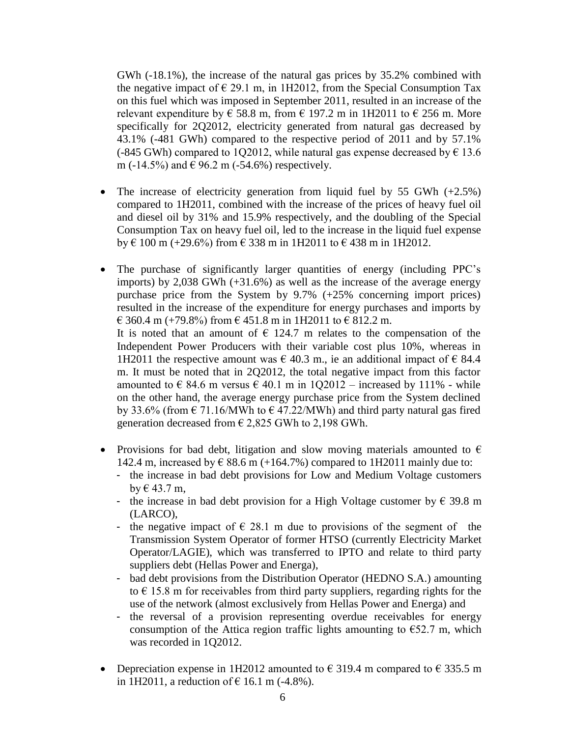GWh (-18.1%), the increase of the natural gas prices by 35.2% combined with the negative impact of € 29.1 m, in 1H2012, from the Special Consumption Tax on this fuel which was imposed in September 2011, resulted in an increase of the relevant expenditure by € 58.8 m, from € 197.2 m in 1H2011 to € 256 m. More specifically for 2Q2012, electricity generated from natural gas decreased by 43.1% (-481 GWh) compared to the respective period of 2011 and by 57.1% (-845 GWh) compared to 1Q2012, while natural gas expense decreased by € 13.6 m (-14.5%) and € 96.2 m (-54.6%) respectively.

- The increase of electricity generation from liquid fuel by 55 GWh (+2.5%) compared to 1H2011, combined with the increase of the prices of heavy fuel oil and diesel oil by 31% and 15.9% respectively, and the doubling of the Special Consumption Tax on heavy fuel oil, led to the increase in the liquid fuel expense by € 100 m (+29.6%) from € 338 m in 1H2011 to € 438 m in 1H2012.

- The purchase of significantly larger quantities of energy (including PPC's imports) by 2,038 GWh (+31.6%) as well as the increase of the average energy purchase price from the System by 9.7% (+25% concerning import prices) resulted in the increase of the expenditure for energy purchases and imports by € 360.4 m (+79.8%) from € 451.8 m in 1H2011 to € 812.2 m.
  It is noted that an amount of € 124.7 m relates to the compensation of the Independent Power Producers with their variable cost plus 10%, whereas in 1H2011 the respective amount was € 40.3 m., ie an additional impact of € 84.4 m. It must be noted that in 2Q2012, the total negative impact from this factor amounted to € 84.6 m versus € 40.1 m in 1Q2012 – increased by 111% - while on the other hand, the average energy purchase price from the System declined by 33.6% (from € 71.16/MWh to € 47.22/MWh) and third party natural gas fired generation decreased from € 2,825 GWh to 2,198 GWh.

- Provisions for bad debt, litigation and slow moving materials amounted to € 142.4 m, increased by € 88.6 m (+164.7%) compared to 1H2011 mainly due to:
  - the increase in bad debt provisions for Low and Medium Voltage customers by € 43.7 m,
  - the increase in bad debt provision for a High Voltage customer by € 39.8 m (LARCO),
  - the negative impact of € 28.1 m due to provisions of the segment of the Transmission System Operator of former HTSO (currently Electricity Market Operator/LAGIE), which was transferred to IPTO and relate to third party suppliers debt (Hellas Power and Energa),
  - bad debt provisions from the Distribution Operator (HEDNO S.A.) amounting to € 15.8 m for receivables from third party suppliers, regarding rights for the use of the network (almost exclusively from Hellas Power and Energa) and
  - the reversal of a provision representing overdue receivables for energy consumption of the Attica region traffic lights amounting to €52.7 m, which was recorded in 1Q2012.

- Depreciation expense in 1H2012 amounted to € 319.4 m compared to € 335.5 m in 1H2011, a reduction of € 16.1 m (-4.8%).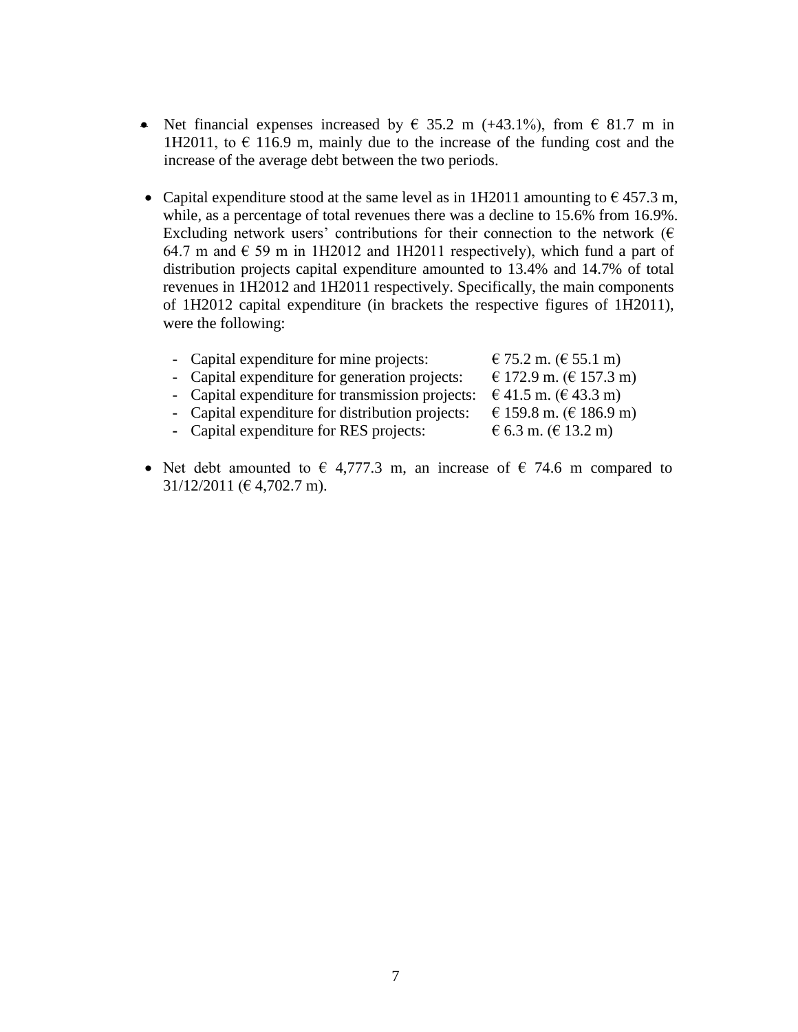- Net financial expenses increased by € 35.2 m (+43.1%), from € 81.7 m in 1H2011, to € 116.9 m, mainly due to the increase of the funding cost and the increase of the average debt between the two periods.

- Capital expenditure stood at the same level as in 1H2011 amounting to € 457.3 m, while, as a percentage of total revenues there was a decline to 15.6% from 16.9%. Excluding network users' contributions for their connection to the network (€ 64.7 m and € 59 m in 1H2012 and 1H2011 respectively), which fund a part of distribution projects capital expenditure amounted to 13.4% and 14.7% of total revenues in 1H2012 and 1H2011 respectively. Specifically, the main components of 1H2012 capital expenditure (in brackets the respective figures of 1H2011), were the following:

  - Capital expenditure for mine projects: € 75.2 m. (€ 55.1 m)
  - Capital expenditure for generation projects: € 172.9 m. (€ 157.3 m)
  - Capital expenditure for transmission projects: € 41.5 m. (€ 43.3 m)
  - Capital expenditure for distribution projects: € 159.8 m. (€ 186.9 m)
  - Capital expenditure for RES projects: € 6.3 m. (€ 13.2 m)

- Net debt amounted to € 4,777.3 m, an increase of € 74.6 m compared to 31/12/2011 (€ 4,702.7 m).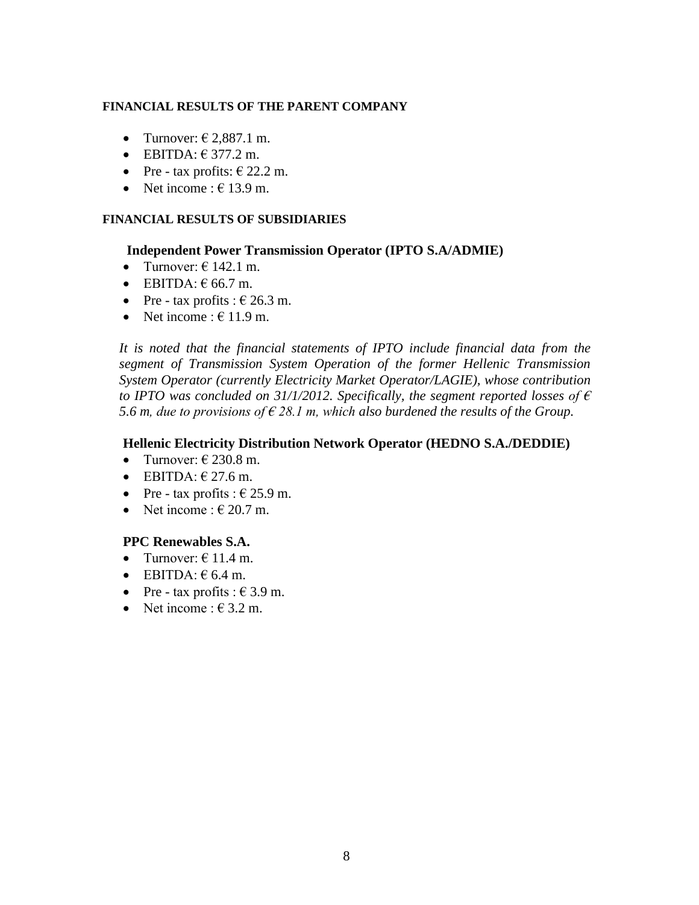**FINANCIAL RESULTS OF THE PARENT COMPANY**

- Turnover: € 2,887.1 m.
- EBITDA: € 377.2 m.
- Pre - tax profits: € 22.2 m.
- Net income : € 13.9 m.

**FINANCIAL RESULTS OF SUBSIDIARIES**

**Independent Power Transmission Operator (IPTO S.A/ADMIE)**

- Turnover: € 142.1 m.
- EBITDA: € 66.7 m.
- Pre - tax profits : € 26.3 m.
- Net income : € 11.9 m.

*It is noted that the financial statements of IPTO include financial data from the segment of Transmission System Operation of the former Hellenic Transmission System Operator (currently Electricity Market Operator/LAGIE), whose contribution to IPTO was concluded on 31/1/2012. Specifically, the segment reported losses of € 5.6 m, due to provisions of € 28.1 m, which also burdened the results of the Group.*

**Hellenic Electricity Distribution Network Operator (HEDNO S.A./DEDDIE)**

- Turnover: € 230.8 m.
- EBITDA: € 27.6 m.
- Pre - tax profits : € 25.9 m.
- Net income : € 20.7 m.

**PPC Renewables S.A.**

- Turnover: € 11.4 m.
- EBITDA: € 6.4 m.
- Pre - tax profits : € 3.9 m.
- Net income : € 3.2 m.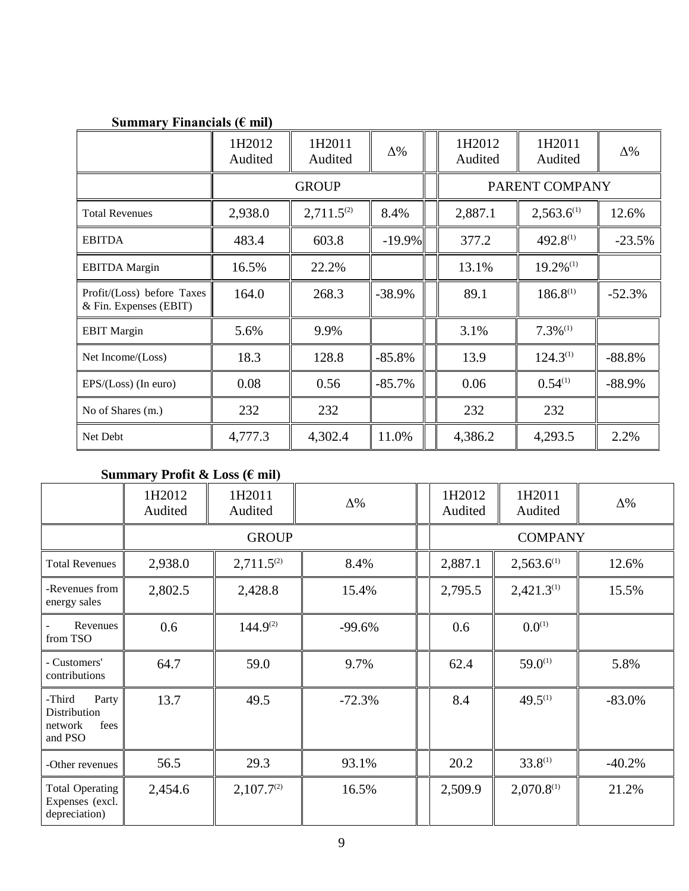**Summary Financials (€ mil)**

| | 1H2012 Audited | 1H2011 Audited | Δ% | 1H2012 Audited | 1H2011 Audited | Δ% |
|---|---|---|---|---|---|---|
| | GROUP | | | PARENT COMPANY | | |
| Total Revenues | 2,938.0 | 2,711.5[2] | 8.4% | 2,887.1 | 2,563.6[1] | 12.6% |
| EBITDA | 483.4 | 603.8 | -19.9% | 377.2 | 492.8[1] | -23.5% |
| EBITDA Margin | 16.5% | 22.2% | | 13.1% | 19.2%[1] | |
| Profit/(Loss) before Taxes & Fin. Expenses (EBIT) | 164.0 | 268.3 | -38.9% | 89.1 | 186.8[1] | -52.3% |
| EBIT Margin | 5.6% | 9.9% | | 3.1% | 7.3%[1] | |
| Net Income/(Loss) | 18.3 | 128.8 | -85.8% | 13.9 | 124.3[1] | -88.8% |
| EPS/(Loss) (In euro) | 0.08 | 0.56 | -85.7% | 0.06 | 0.54[1] | -88.9% |
| No of Shares (m.) | 232 | 232 | | 232 | 232 | |
| Net Debt | 4,777.3 | 4,302.4 | 11.0% | 4,386.2 | 4,293.5 | 2.2% |

**Summary Profit & Loss (€ mil)**

| | 1H2012 Audited | 1H2011 Audited | Δ% | 1H2012 Audited | 1H2011 Audited | Δ% |
|---|---|---|---|---|---|---|
| | GROUP | | | COMPANY | | |
| Total Revenues | 2,938.0 | 2,711.5[2] | 8.4% | 2,887.1 | 2,563.6[1] | 12.6% |
| -Revenues from energy sales | 2,802.5 | 2,428.8 | 15.4% | 2,795.5 | 2,421.3[1] | 15.5% |
| - Revenues from TSO | 0.6 | 144.9[2] | -99.6% | 0.6 | 0.0[1] | |
| - Customers' contributions | 64.7 | 59.0 | 9.7% | 62.4 | 59.0[1] | 5.8% |
| -Third Party Distribution network fees and PSO | 13.7 | 49.5 | -72.3% | 8.4 | 49.5[1] | -83.0% |
| -Other revenues | 56.5 | 29.3 | 93.1% | 20.2 | 33.8[1] | -40.2% |
| Total Operating Expenses (excl. depreciation) | 2,454.6 | 2,107.7[2] | 16.5% | 2,509.9 | 2,070.8[1] | 21.2% |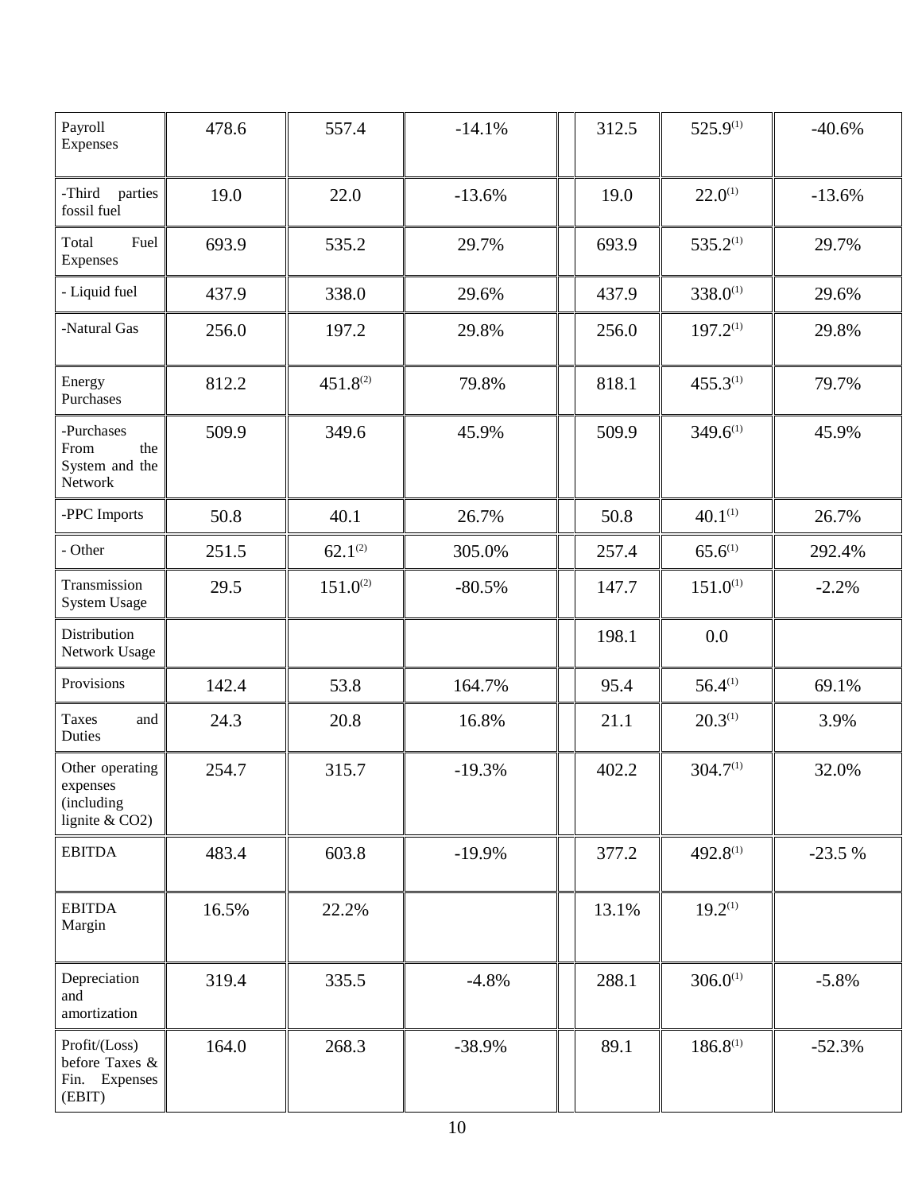| | | | | | | | |
|---|---|---|---|---|---|---|---|
| Payroll Expenses | 478.6 | 557.4 | -14.1% | | 312.5 | 525.9[(1)] | -40.6% |
| -Third parties fossil fuel | 19.0 | 22.0 | -13.6% | | 19.0 | 22.0[(1)] | -13.6% |
| Total Fuel Expenses | 693.9 | 535.2 | 29.7% | | 693.9 | 535.2[(1)] | 29.7% |
| - Liquid fuel | 437.9 | 338.0 | 29.6% | | 437.9 | 338.0[(1)] | 29.6% |
| -Natural Gas | 256.0 | 197.2 | 29.8% | | 256.0 | 197.2[(1)] | 29.8% |
| Energy Purchases | 812.2 | 451.8[(2)] | 79.8% | | 818.1 | 455.3[(1)] | 79.7% |
| -Purchases From the System and the Network | 509.9 | 349.6 | 45.9% | | 509.9 | 349.6[(1)] | 45.9% |
| -PPC Imports | 50.8 | 40.1 | 26.7% | | 50.8 | 40.1[(1)] | 26.7% |
| - Other | 251.5 | 62.1[(2)] | 305.0% | | 257.4 | 65.6[(1)] | 292.4% |
| Transmission System Usage | 29.5 | 151.0[(2)] | -80.5% | | 147.7 | 151.0[(1)] | -2.2% |
| Distribution Network Usage | | | | | 198.1 | 0.0 | |
| Provisions | 142.4 | 53.8 | 164.7% | | 95.4 | 56.4[(1)] | 69.1% |
| Taxes and Duties | 24.3 | 20.8 | 16.8% | | 21.1 | 20.3[(1)] | 3.9% |
| Other operating expenses (including lignite & CO2) | 254.7 | 315.7 | -19.3% | | 402.2 | 304.7[(1)] | 32.0% |
| EBITDA | 483.4 | 603.8 | -19.9% | | 377.2 | 492.8[(1)] | -23.5 % |
| EBITDA Margin | 16.5% | 22.2% | | | 13.1% | 19.2[(1)] | |
| Depreciation and amortization | 319.4 | 335.5 | -4.8% | | 288.1 | 306.0[(1)] | -5.8% |
| Profit/(Loss) before Taxes & Fin. Expenses (EBIT) | 164.0 | 268.3 | -38.9% | | 89.1 | 186.8[(1)] | -52.3% |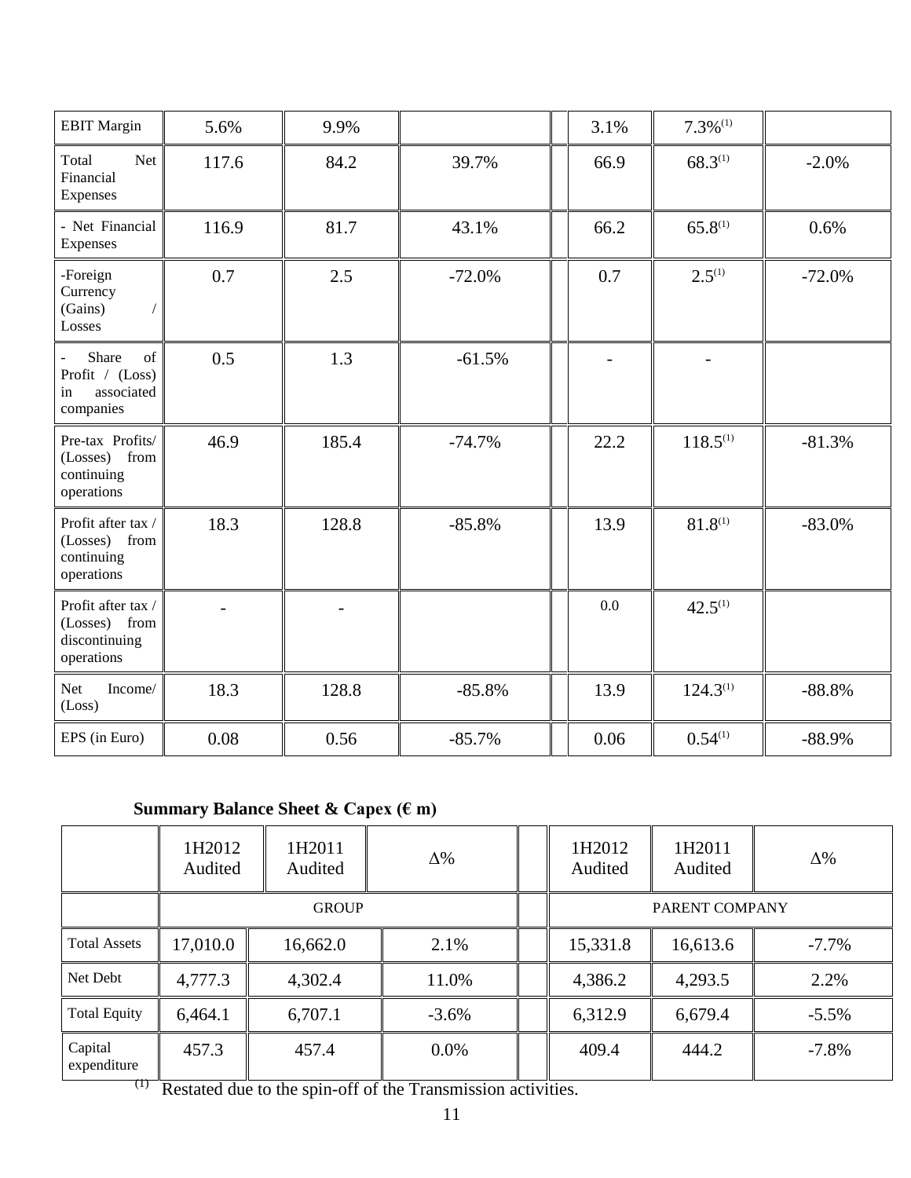| EBIT Margin | 5.6% | 9.9% | | | 3.1% | 7.3%(1) | |
|---|---|---|---|---|---|---|---|
| Total Net Financial Expenses | 117.6 | 84.2 | 39.7% | | 66.9 | 68.3(1) | -2.0% |
| - Net Financial Expenses | 116.9 | 81.7 | 43.1% | | 66.2 | 65.8(1) | 0.6% |
| -Foreign Currency (Gains) / Losses | 0.7 | 2.5 | -72.0% | | 0.7 | 2.5(1) | -72.0% |
| - Share of Profit / (Loss) in associated companies | 0.5 | 1.3 | -61.5% | | - | - | |
| Pre-tax Profits/ (Losses) from continuing operations | 46.9 | 185.4 | -74.7% | | 22.2 | 118.5(1) | -81.3% |
| Profit after tax / (Losses) from continuing operations | 18.3 | 128.8 | -85.8% | | 13.9 | 81.8(1) | -83.0% |
| Profit after tax / (Losses) from discontinuing operations | - | - | | | 0.0 | 42.5(1) | |
| Net Income/ (Loss) | 18.3 | 128.8 | -85.8% | | 13.9 | 124.3(1) | -88.8% |
| EPS (in Euro) | 0.08 | 0.56 | -85.7% | | 0.06 | 0.54(1) | -88.9% |

**Summary Balance Sheet & Capex (€ m)**

| | 1H2012 Audited | 1H2011 Audited | Δ% | | 1H2012 Audited | 1H2011 Audited | Δ% |
|---|---|---|---|---|---|---|---|
| | GROUP | | | | PARENT COMPANY | | |
| Total Assets | 17,010.0 | 16,662.0 | 2.1% | | 15,331.8 | 16,613.6 | -7.7% |
| Net Debt | 4,777.3 | 4,302.4 | 11.0% | | 4,386.2 | 4,293.5 | 2.2% |
| Total Equity | 6,464.1 | 6,707.1 | -3.6% | | 6,312.9 | 6,679.4 | -5.5% |
| Capital expenditure | 457.3 | 457.4 | 0.0% | | 409.4 | 444.2 | -7.8% |

(1) Restated due to the spin-off of the Transmission activities.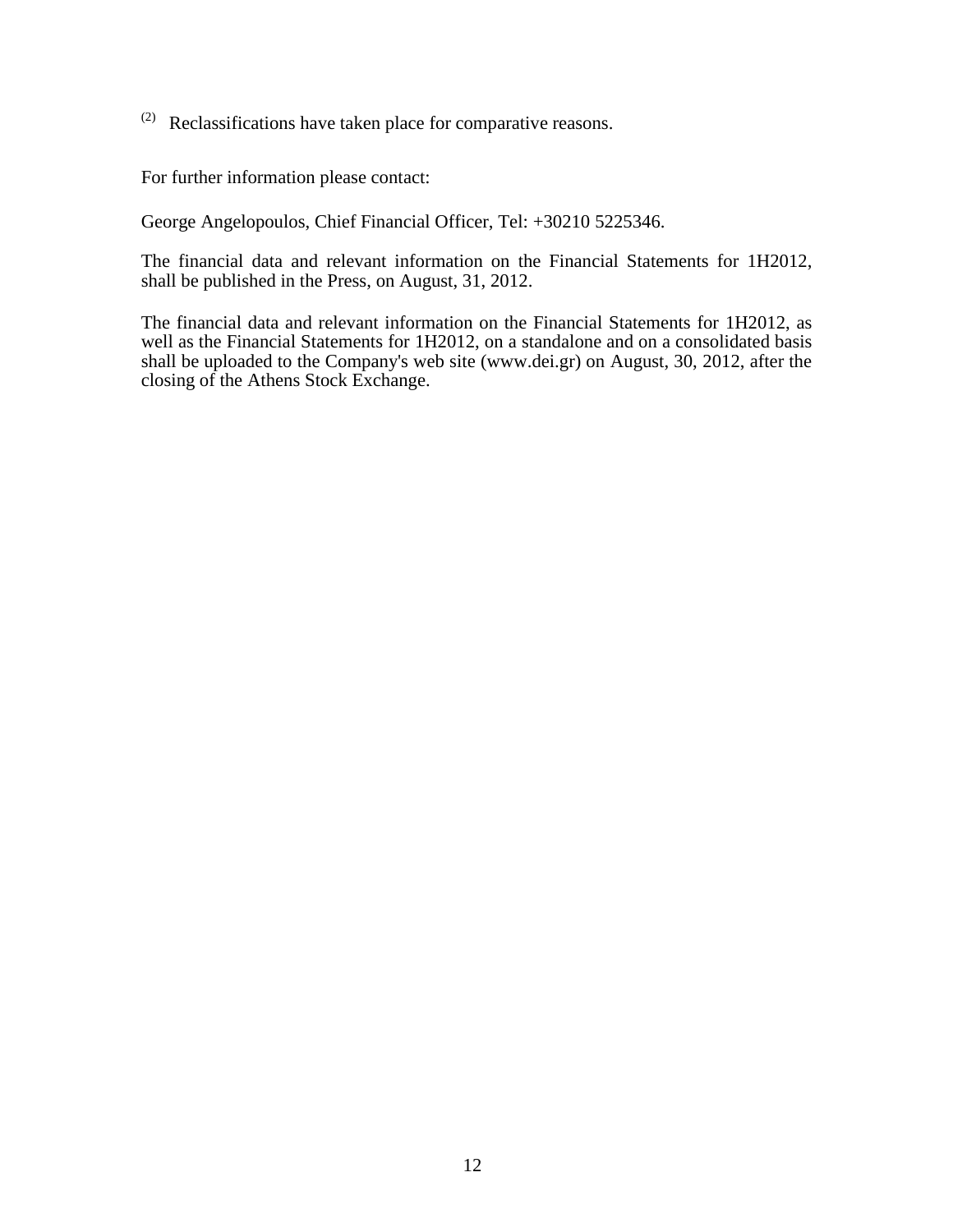(2) Reclassifications have taken place for comparative reasons.

For further information please contact:

George Angelopoulos, Chief Financial Officer, Tel: +30210 5225346.

The financial data and relevant information on the Financial Statements for 1H2012, shall be published in the Press, on August, 31, 2012.

The financial data and relevant information on the Financial Statements for 1H2012, as well as the Financial Statements for 1H2012, on a standalone and on a consolidated basis shall be uploaded to the Company's web site (www.dei.gr) on August, 30, 2012, after the closing of the Athens Stock Exchange.